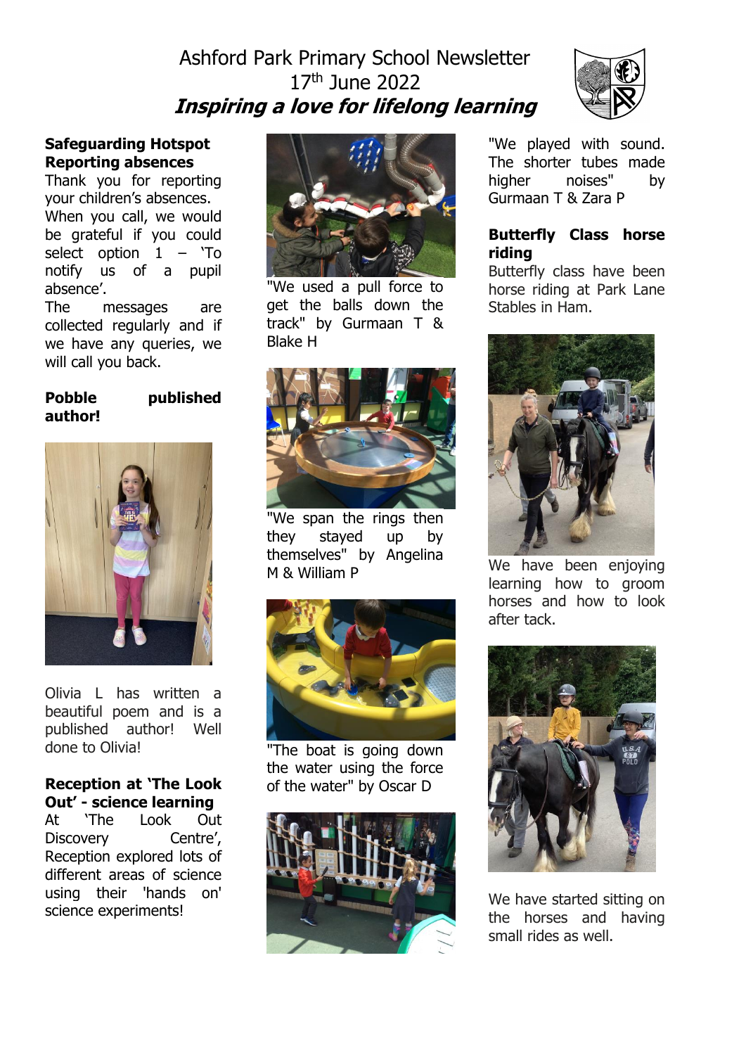# Ashford Park Primary School Newsletter
17th June 2022

***Inspiring a love for lifelong learning***

**Safeguarding Hotspot Reporting absences**

Thank you for reporting your children's absences. When you call, we would be grateful if you could select option 1 – 'To notify us of a pupil absence'.

The messages are collected regularly and if we have any queries, we will call you back.

**Pobble published author!**

Olivia L has written a beautiful poem and is a published author! Well done to Olivia!

**Reception at 'The Look Out' - science learning**

At 'The Look Out Discovery Centre', Reception explored lots of different areas of science using their 'hands on' science experiments!

"We used a pull force to get the balls down the track" by Gurmaan T & Blake H

"We span the rings then they stayed up by themselves" by Angelina M & William P

"The boat is going down the water using the force of the water" by Oscar D

"We played with sound. The shorter tubes made higher noises" by Gurmaan T & Zara P

**Butterfly Class horse riding**

Butterfly class have been horse riding at Park Lane Stables in Ham.

We have been enjoying learning how to groom horses and how to look after tack.

We have started sitting on the horses and having small rides as well.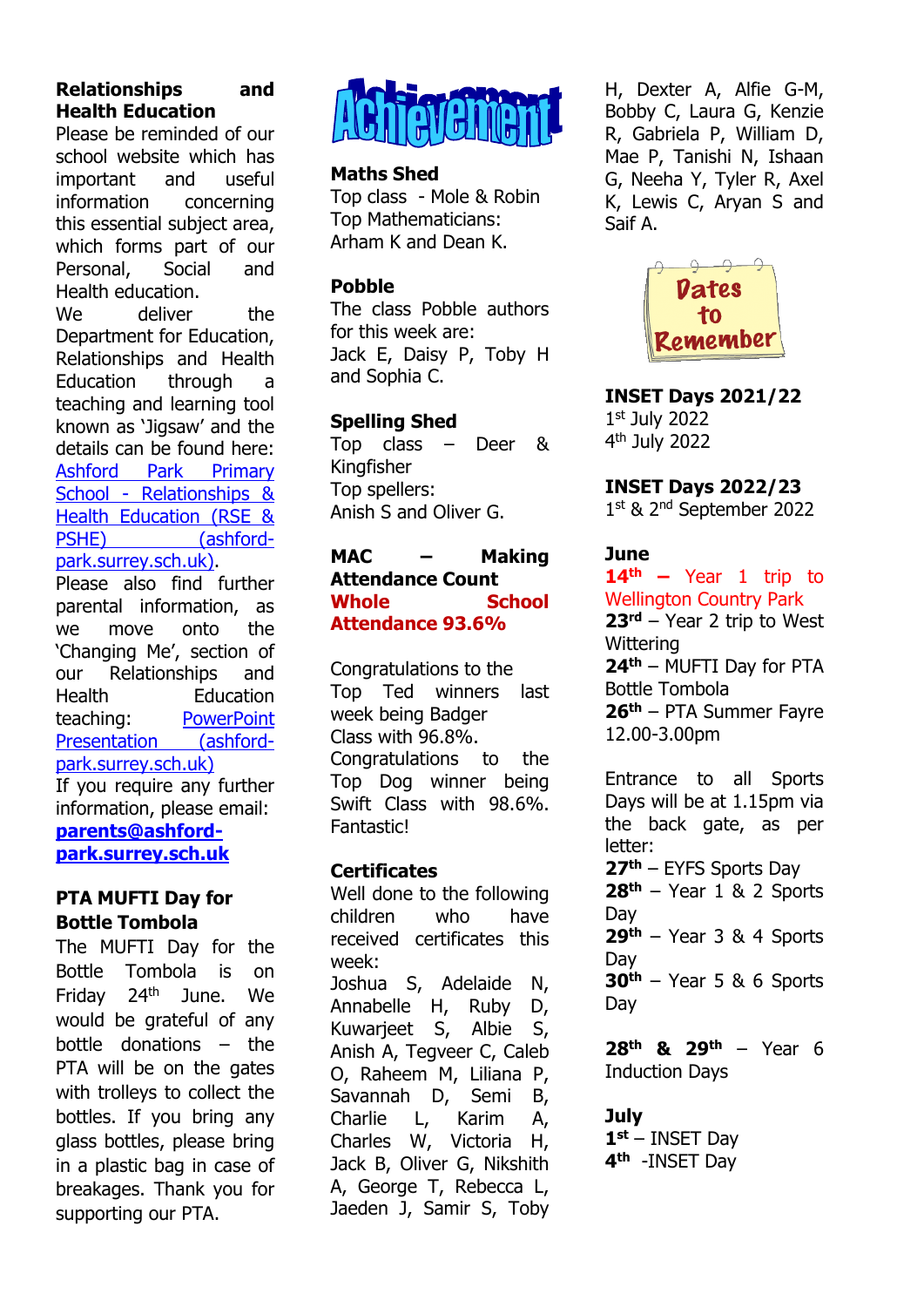**Relationships and Health Education**

Please be reminded of our school website which has important and useful information concerning this essential subject area, which forms part of our Personal, Social and Health education.

We deliver the Department for Education, Relationships and Health Education through a teaching and learning tool known as 'Jigsaw' and the details can be found here: [Ashford Park Primary School - Relationships & Health Education (RSE & PSHE) (ashford-park.surrey.sch.uk)](ashford-park.surrey.sch.uk).

Please also find further parental information, as we move onto the 'Changing Me', section of our Relationships and Health Education teaching: [PowerPoint Presentation (ashford-park.surrey.sch.uk)](ashford-park.surrey.sch.uk)

If you require any further information, please email: **parents@ashford-park.surrey.sch.uk**

**PTA MUFTI Day for Bottle Tombola**

The MUFTI Day for the Bottle Tombola is on Friday 24th June. We would be grateful of any bottle donations – the PTA will be on the gates with trolleys to collect the bottles. If you bring any glass bottles, please bring in a plastic bag in case of breakages. Thank you for supporting our PTA.

# Achievement

**Maths Shed**

Top class - Mole & Robin
Top Mathematicians:
Arham K and Dean K.

**Pobble**

The class Pobble authors for this week are:
Jack E, Daisy P, Toby H and Sophia C.

**Spelling Shed**

Top class – Deer & Kingfisher
Top spellers:
Anish S and Oliver G.

**MAC – Making Attendance Count**
**Whole School Attendance 93.6%**

Congratulations to the Top Ted winners last week being Badger Class with 96.8%.
Congratulations to the Top Dog winner being Swift Class with 98.6%. Fantastic!

**Certificates**

Well done to the following children who have received certificates this week:
Joshua S, Adelaide N, Annabelle H, Ruby D, Kuwarjeet S, Albie S, Anish A, Tegveer C, Caleb O, Raheem M, Liliana P, Savannah D, Semi B, Charlie L, Karim A, Charles W, Victoria H, Jack B, Oliver G, Nikshith A, George T, Rebecca L, Jaeden J, Samir S, Toby H, Dexter A, Alfie G-M, Bobby C, Laura G, Kenzie R, Gabriela P, William D, Mae P, Tanishi N, Ishaan G, Neeha Y, Tyler R, Axel K, Lewis C, Aryan S and Saif A.

# Dates to Remember

**INSET Days 2021/22**
1st July 2022
4th July 2022

**INSET Days 2022/23**
1st & 2nd September 2022

**June**

**14th – Year 1 trip to Wellington Country Park**
**23rd** – Year 2 trip to West Wittering
**24th** – MUFTI Day for PTA Bottle Tombola
**26th** – PTA Summer Fayre 12.00-3.00pm

Entrance to all Sports Days will be at 1.15pm via the back gate, as per letter:
**27th** – EYFS Sports Day
**28th** – Year 1 & 2 Sports Day
**29th** – Year 3 & 4 Sports Day
**30th** – Year 5 & 6 Sports Day

**28th & 29th** – Year 6 Induction Days

**July**

**1st** – INSET Day
**4th** -INSET Day